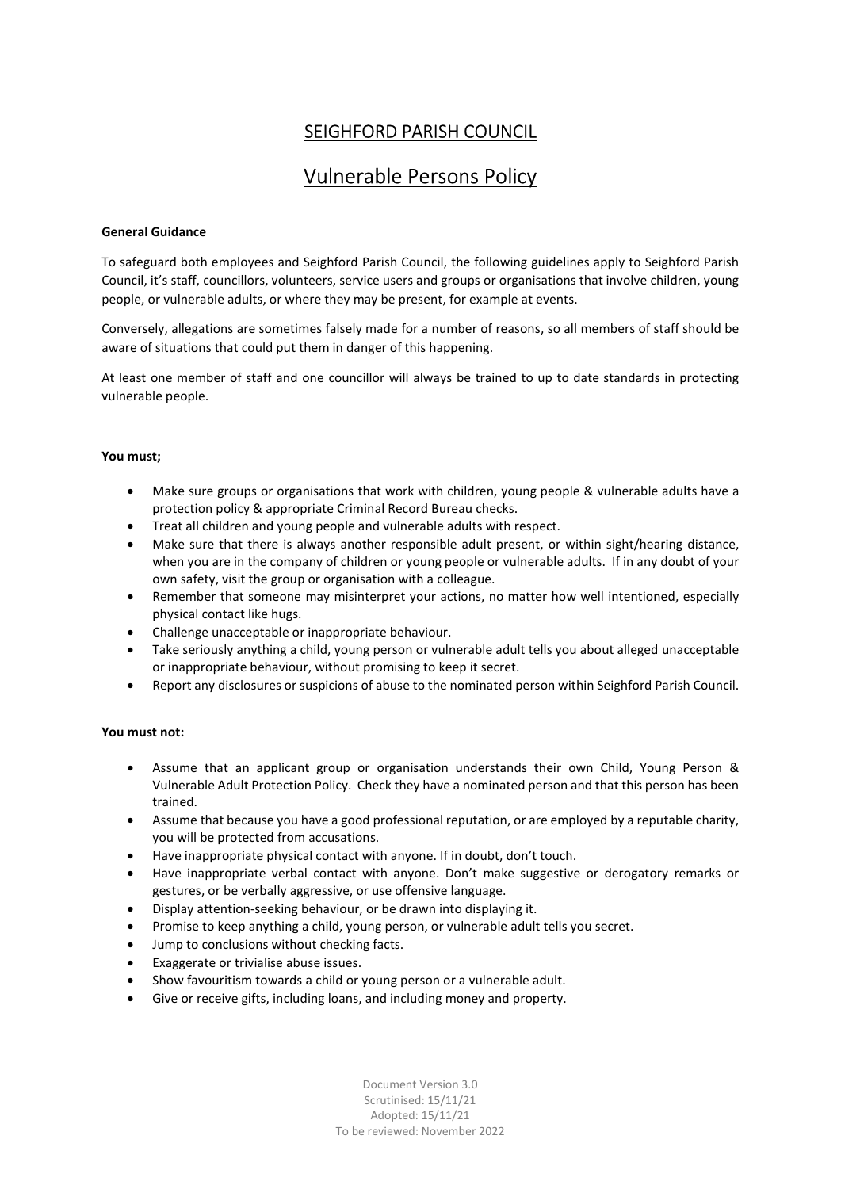# SEIGHFORD PARISH COUNCIL

## Vulnerable Persons Policy

**General Guidance**

To safeguard both employees and Seighford Parish Council, the following guidelines apply to Seighford Parish Council, it's staff, councillors, volunteers, service users and groups or organisations that involve children, young people, or vulnerable adults, or where they may be present, for example at events.

Conversely, allegations are sometimes falsely made for a number of reasons, so all members of staff should be aware of situations that could put them in danger of this happening.

At least one member of staff and one councillor will always be trained to up to date standards in protecting vulnerable people.

**You must;**

- Make sure groups or organisations that work with children, young people & vulnerable adults have a protection policy & appropriate Criminal Record Bureau checks.
- Treat all children and young people and vulnerable adults with respect.
- Make sure that there is always another responsible adult present, or within sight/hearing distance, when you are in the company of children or young people or vulnerable adults. If in any doubt of your own safety, visit the group or organisation with a colleague.
- Remember that someone may misinterpret your actions, no matter how well intentioned, especially physical contact like hugs.
- Challenge unacceptable or inappropriate behaviour.
- Take seriously anything a child, young person or vulnerable adult tells you about alleged unacceptable or inappropriate behaviour, without promising to keep it secret.
- Report any disclosures or suspicions of abuse to the nominated person within Seighford Parish Council.

**You must not:**

- Assume that an applicant group or organisation understands their own Child, Young Person & Vulnerable Adult Protection Policy. Check they have a nominated person and that this person has been trained.
- Assume that because you have a good professional reputation, or are employed by a reputable charity, you will be protected from accusations.
- Have inappropriate physical contact with anyone. If in doubt, don't touch.
- Have inappropriate verbal contact with anyone. Don't make suggestive or derogatory remarks or gestures, or be verbally aggressive, or use offensive language.
- Display attention-seeking behaviour, or be drawn into displaying it.
- Promise to keep anything a child, young person, or vulnerable adult tells you secret.
- Jump to conclusions without checking facts.
- Exaggerate or trivialise abuse issues.
- Show favouritism towards a child or young person or a vulnerable adult.
- Give or receive gifts, including loans, and including money and property.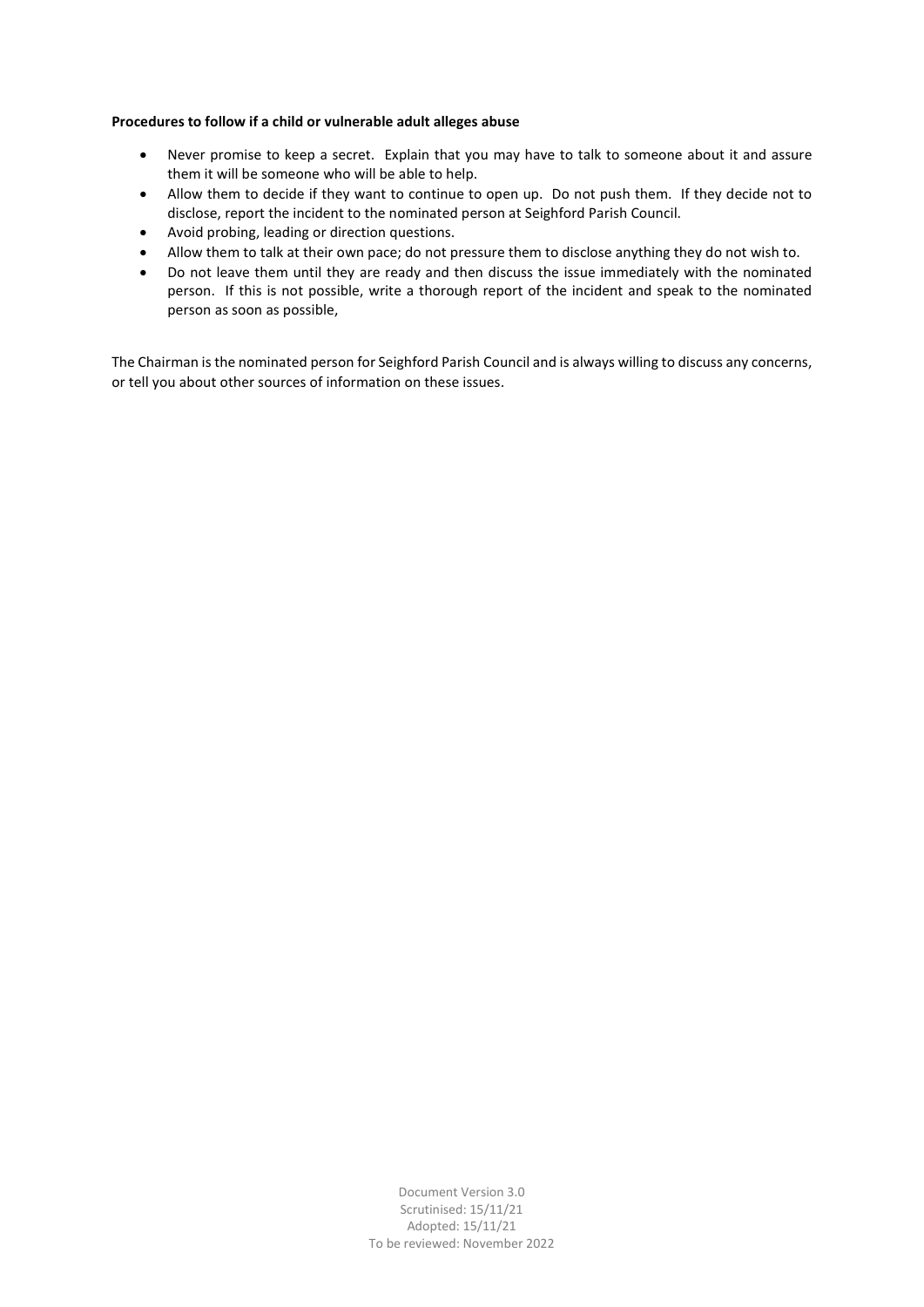**Procedures to follow if a child or vulnerable adult alleges abuse**

- Never promise to keep a secret. Explain that you may have to talk to someone about it and assure them it will be someone who will be able to help.
- Allow them to decide if they want to continue to open up. Do not push them. If they decide not to disclose, report the incident to the nominated person at Seighford Parish Council.
- Avoid probing, leading or direction questions.
- Allow them to talk at their own pace; do not pressure them to disclose anything they do not wish to.
- Do not leave them until they are ready and then discuss the issue immediately with the nominated person. If this is not possible, write a thorough report of the incident and speak to the nominated person as soon as possible,

The Chairman is the nominated person for Seighford Parish Council and is always willing to discuss any concerns, or tell you about other sources of information on these issues.